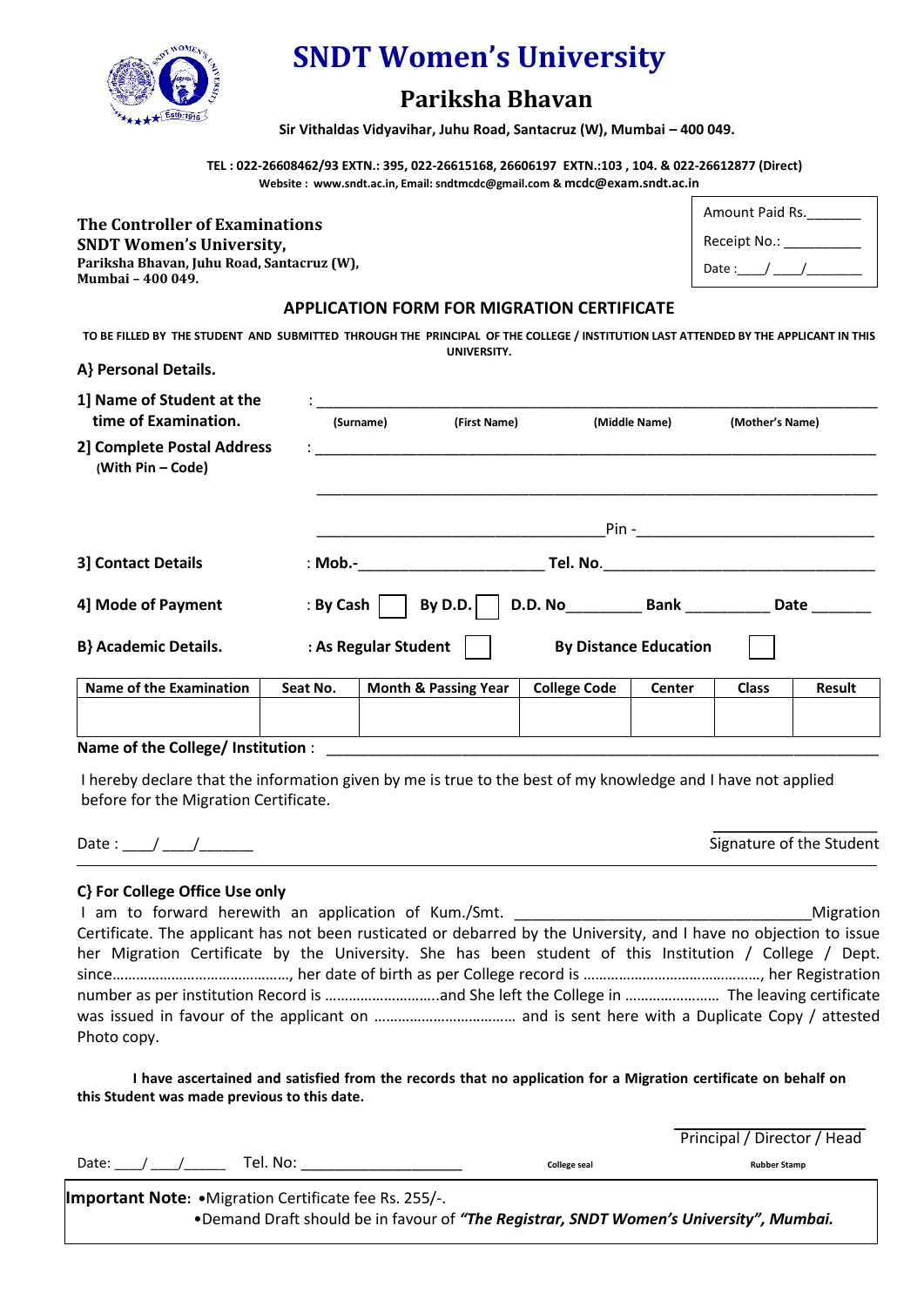# SNDT Women's University

## Pariksha Bhavan

**Sir Vithaldas Vidyavihar, Juhu Road, Santacruz (W), Mumbai – 400 049.**

**TEL : 022-26608462/93 EXTN.: 395, 022-26615168, 26606197 EXTN.:103 , 104. & 022-26612877 (Direct)**
**Website : www.sndt.ac.in, Email: sndtmcdc@gmail.com & mcdc@exam.sndt.ac.in**

**The Controller of Examinations**
**SNDT Women's University,**
**Pariksha Bhavan, Juhu Road, Santacruz (W),**
**Mumbai – 400 049.**

| Amount Paid Rs._______ |
|---|
| Receipt No.: __________ |
| Date :____/ ____/________ |

### APPLICATION FORM FOR MIGRATION CERTIFICATE

**TO BE FILLED BY THE STUDENT AND SUBMITTED THROUGH THE PRINCIPAL OF THE COLLEGE / INSTITUTION LAST ATTENDED BY THE APPLICANT IN THIS UNIVERSITY.**

**A} Personal Details.**

**1] Name of Student at the time of Examination.** : ____________________________________________
(Surname) (First Name) (Middle Name) (Mother's Name)

**2] Complete Postal Address (With Pin – Code)** : ____________________________________________

____________________________________________

____________________________ Pin -____________________

**3] Contact Details** : **Mob.-**____________________ **Tel. No.**____________________

**4] Mode of Payment** : **By Cash** ☐ **By D.D.** ☐ **D.D. No**_________ **Bank** __________ **Date** _______

**B} Academic Details.** : **As Regular Student** ☐ **By Distance Education** ☐

| Name of the Examination | Seat No. | Month & Passing Year | College Code | Center | Class | Result |
|---|---|---|---|---|---|---|
| | | | | | | |

**Name of the College/ Institution** : ____________________________________________

I hereby declare that the information given by me is true to the best of my knowledge and I have not applied before for the Migration Certificate.

Date : ____/ ____/______

Signature of the Student

**C} For College Office Use only**

I am to forward herewith an application of Kum./Smt. ____________________________ Migration Certificate. The applicant has not been rusticated or debarred by the University, and I have no objection to issue her Migration Certificate by the University. She has been student of this Institution / College / Dept. since……………………………………, her date of birth as per College record is ……………………………………, her Registration number as per institution Record is ………………………..and She left the College in …………………… The leaving certificate was issued in favour of the applicant on ……………………………… and is sent here with a Duplicate Copy / attested Photo copy.

**I have ascertained and satisfied from the records that no application for a Migration certificate on behalf on this Student was made previous to this date.**

Principal / Director / Head

Date: ___/ ___/_____ Tel. No: ___________________ College seal Rubber Stamp

**Important Note**: •Migration Certificate fee Rs. 255/-.
•Demand Draft should be in favour of ***"The Registrar, SNDT Women's University", Mumbai.***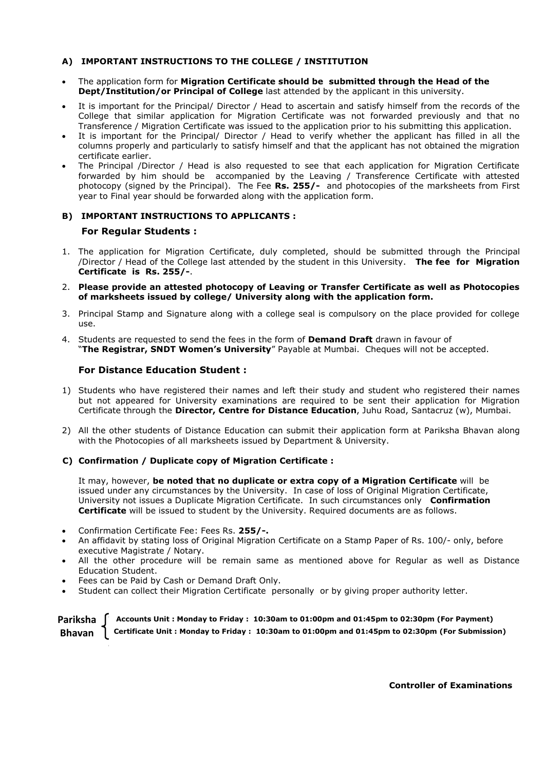### A) IMPORTANT INSTRUCTIONS TO THE COLLEGE / INSTITUTION

- The application form for **Migration Certificate should be submitted through the Head of the Dept/Institution/or Principal of College** last attended by the applicant in this university.
- It is important for the Principal/ Director / Head to ascertain and satisfy himself from the records of the College that similar application for Migration Certificate was not forwarded previously and that no Transference / Migration Certificate was issued to the application prior to his submitting this application.
- It is important for the Principal/ Director / Head to verify whether the applicant has filled in all the columns properly and particularly to satisfy himself and that the applicant has not obtained the migration certificate earlier.
- The Principal /Director / Head is also requested to see that each application for Migration Certificate forwarded by him should be accompanied by the Leaving / Transference Certificate with attested photocopy (signed by the Principal). The Fee **Rs. 255/-** and photocopies of the marksheets from First year to Final year should be forwarded along with the application form.

### B) IMPORTANT INSTRUCTIONS TO APPLICANTS :

#### For Regular Students :

1. The application for Migration Certificate, duly completed, should be submitted through the Principal /Director / Head of the College last attended by the student in this University. **The fee for Migration Certificate is Rs. 255/-**.
2. **Please provide an attested photocopy of Leaving or Transfer Certificate as well as Photocopies of marksheets issued by college/ University along with the application form.**
3. Principal Stamp and Signature along with a college seal is compulsory on the place provided for college use.
4. Students are requested to send the fees in the form of **Demand Draft** drawn in favour of "**The Registrar, SNDT Women's University**" Payable at Mumbai. Cheques will not be accepted.

#### For Distance Education Student :

1) Students who have registered their names and left their study and student who registered their names but not appeared for University examinations are required to be sent their application for Migration Certificate through the **Director, Centre for Distance Education**, Juhu Road, Santacruz (w), Mumbai.

2) All the other students of Distance Education can submit their application form at Pariksha Bhavan along with the Photocopies of all marksheets issued by Department & University.

### C) Confirmation / Duplicate copy of Migration Certificate :

It may, however, **be noted that no duplicate or extra copy of a Migration Certificate** will be issued under any circumstances by the University. In case of loss of Original Migration Certificate, University not issues a Duplicate Migration Certificate. In such circumstances only **Confirmation Certificate** will be issued to student by the University. Required documents are as follows.

- Confirmation Certificate Fee: Fees Rs. **255/-.**
- An affidavit by stating loss of Original Migration Certificate on a Stamp Paper of Rs. 100/- only, before executive Magistrate / Notary.
- All the other procedure will be remain same as mentioned above for Regular as well as Distance Education Student.
- Fees can be Paid by Cash or Demand Draft Only.
- Student can collect their Migration Certificate personally or by giving proper authority letter.

**Pariksha Bhavan**
- **Accounts Unit : Monday to Friday : 10:30am to 01:00pm and 01:45pm to 02:30pm (For Payment)**
- **Certificate Unit : Monday to Friday : 10:30am to 01:00pm and 01:45pm to 02:30pm (For Submission)**

**Controller of Examinations**